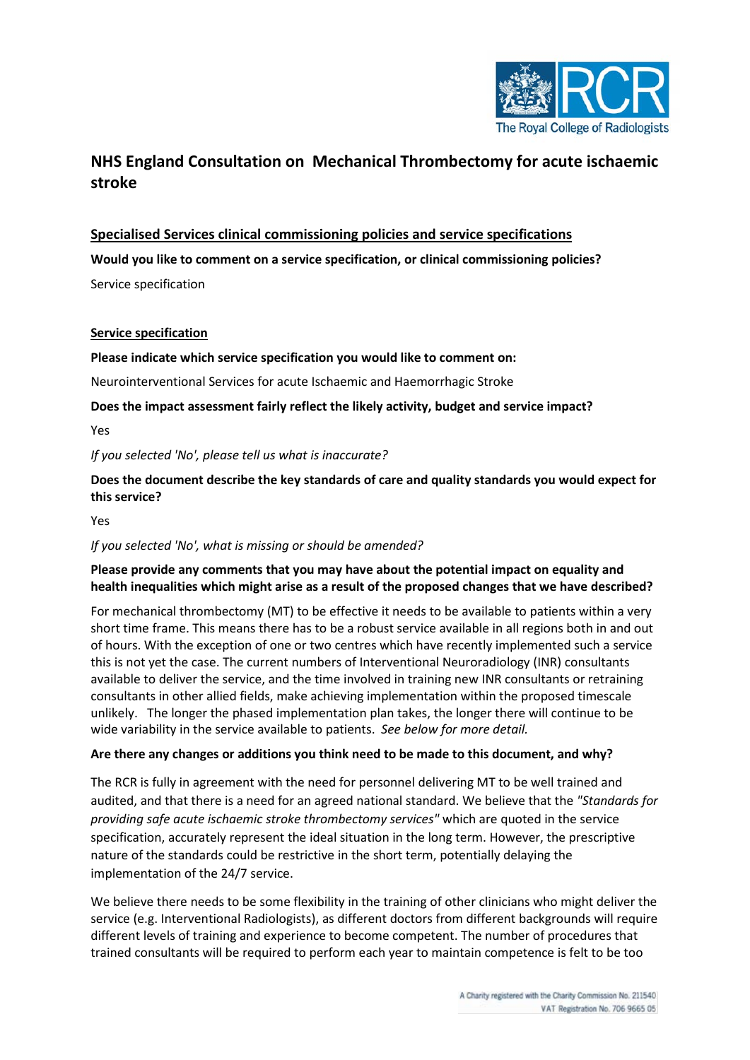# NHS England Consultation on Mechanical Thrombectomy for acute ischaemic stroke

## Specialised Services clinical commissioning policies and service specifications

**Would you like to comment on a service specification, or clinical commissioning policies?**

Service specification

## Service specification

**Please indicate which service specification you would like to comment on:**

Neurointerventional Services for acute Ischaemic and Haemorrhagic Stroke

**Does the impact assessment fairly reflect the likely activity, budget and service impact?**

Yes

*If you selected 'No', please tell us what is inaccurate?*

**Does the document describe the key standards of care and quality standards you would expect for this service?**

Yes

*If you selected 'No', what is missing or should be amended?*

**Please provide any comments that you may have about the potential impact on equality and health inequalities which might arise as a result of the proposed changes that we have described?**

For mechanical thrombectomy (MT) to be effective it needs to be available to patients within a very short time frame. This means there has to be a robust service available in all regions both in and out of hours. With the exception of one or two centres which have recently implemented such a service this is not yet the case. The current numbers of Interventional Neuroradiology (INR) consultants available to deliver the service, and the time involved in training new INR consultants or retraining consultants in other allied fields, make achieving implementation within the proposed timescale unlikely. The longer the phased implementation plan takes, the longer there will continue to be wide variability in the service available to patients. *See below for more detail.*

**Are there any changes or additions you think need to be made to this document, and why?**

The RCR is fully in agreement with the need for personnel delivering MT to be well trained and audited, and that there is a need for an agreed national standard. We believe that the *"Standards for providing safe acute ischaemic stroke thrombectomy services"* which are quoted in the service specification, accurately represent the ideal situation in the long term. However, the prescriptive nature of the standards could be restrictive in the short term, potentially delaying the implementation of the 24/7 service.

We believe there needs to be some flexibility in the training of other clinicians who might deliver the service (e.g. Interventional Radiologists), as different doctors from different backgrounds will require different levels of training and experience to become competent. The number of procedures that trained consultants will be required to perform each year to maintain competence is felt to be too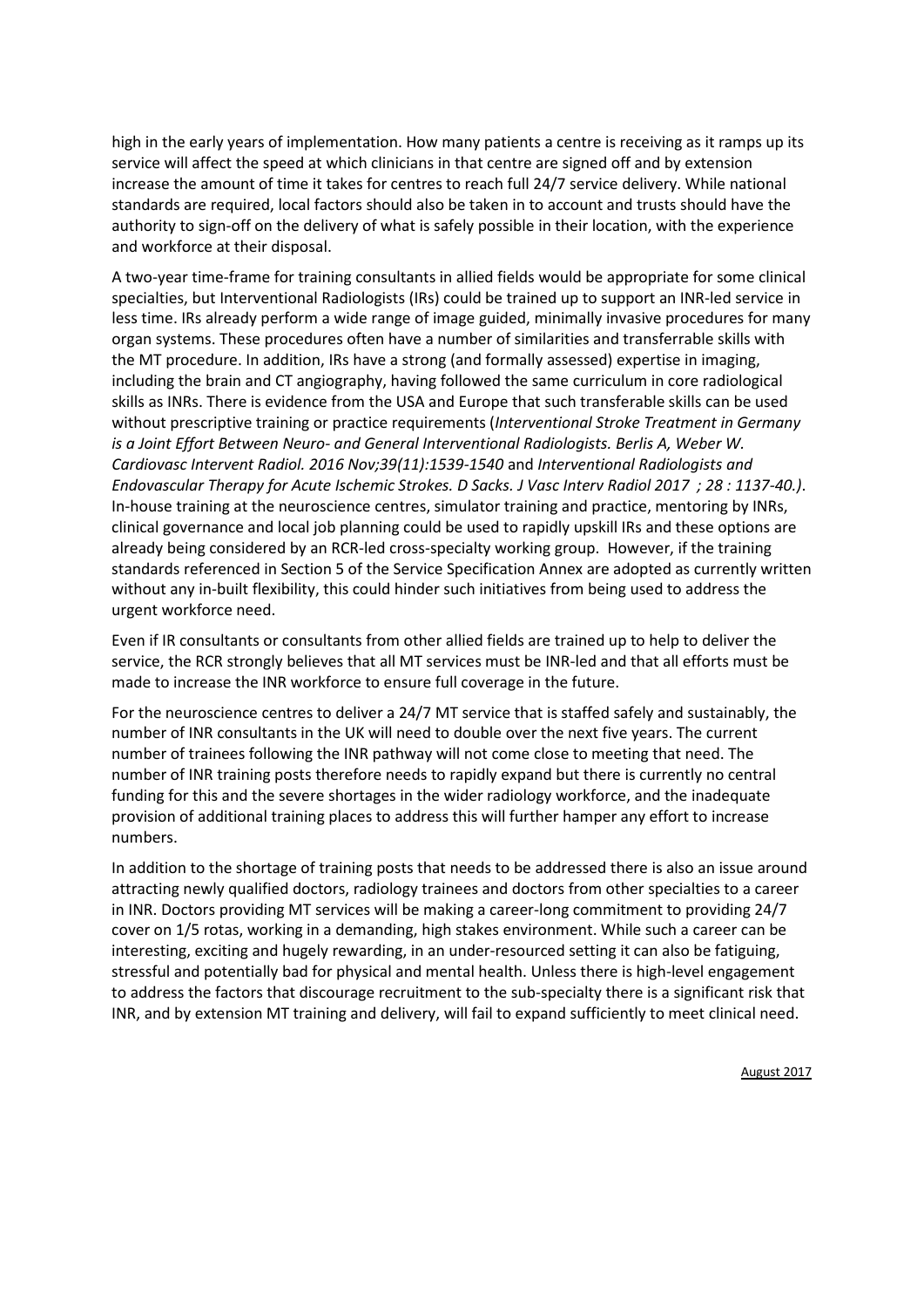high in the early years of implementation. How many patients a centre is receiving as it ramps up its service will affect the speed at which clinicians in that centre are signed off and by extension increase the amount of time it takes for centres to reach full 24/7 service delivery. While national standards are required, local factors should also be taken in to account and trusts should have the authority to sign-off on the delivery of what is safely possible in their location, with the experience and workforce at their disposal.

A two-year time-frame for training consultants in allied fields would be appropriate for some clinical specialties, but Interventional Radiologists (IRs) could be trained up to support an INR-led service in less time. IRs already perform a wide range of image guided, minimally invasive procedures for many organ systems. These procedures often have a number of similarities and transferrable skills with the MT procedure. In addition, IRs have a strong (and formally assessed) expertise in imaging, including the brain and CT angiography, having followed the same curriculum in core radiological skills as INRs. There is evidence from the USA and Europe that such transferable skills can be used without prescriptive training or practice requirements (*Interventional Stroke Treatment in Germany is a Joint Effort Between Neuro- and General Interventional Radiologists. Berlis A, Weber W. Cardiovasc Intervent Radiol. 2016 Nov;39(11):1539-1540* and *Interventional Radiologists and Endovascular Therapy for Acute Ischemic Strokes. D Sacks. J Vasc Interv Radiol 2017 ; 28 : 1137-40.)*. In-house training at the neuroscience centres, simulator training and practice, mentoring by INRs, clinical governance and local job planning could be used to rapidly upskill IRs and these options are already being considered by an RCR-led cross-specialty working group. However, if the training standards referenced in Section 5 of the Service Specification Annex are adopted as currently written without any in-built flexibility, this could hinder such initiatives from being used to address the urgent workforce need.

Even if IR consultants or consultants from other allied fields are trained up to help to deliver the service, the RCR strongly believes that all MT services must be INR-led and that all efforts must be made to increase the INR workforce to ensure full coverage in the future.

For the neuroscience centres to deliver a 24/7 MT service that is staffed safely and sustainably, the number of INR consultants in the UK will need to double over the next five years. The current number of trainees following the INR pathway will not come close to meeting that need. The number of INR training posts therefore needs to rapidly expand but there is currently no central funding for this and the severe shortages in the wider radiology workforce, and the inadequate provision of additional training places to address this will further hamper any effort to increase numbers.

In addition to the shortage of training posts that needs to be addressed there is also an issue around attracting newly qualified doctors, radiology trainees and doctors from other specialties to a career in INR. Doctors providing MT services will be making a career-long commitment to providing 24/7 cover on 1/5 rotas, working in a demanding, high stakes environment. While such a career can be interesting, exciting and hugely rewarding, in an under-resourced setting it can also be fatiguing, stressful and potentially bad for physical and mental health. Unless there is high-level engagement to address the factors that discourage recruitment to the sub-specialty there is a significant risk that INR, and by extension MT training and delivery, will fail to expand sufficiently to meet clinical need.

August 2017